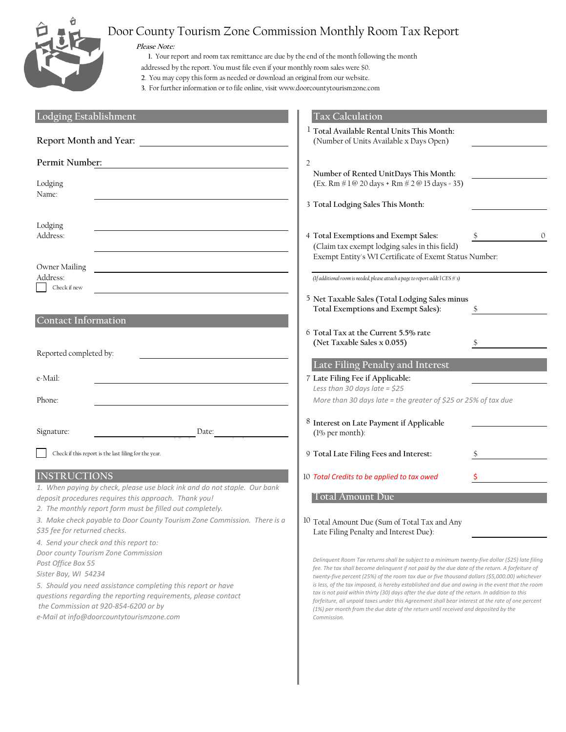# Door County Tourism Zone Commission Monthly Room Tax Report

***Please Note:***

1. Your report and room tax remittance are due by the end of the month following the month addressed by the report. You must file even if your monthly room sales were $0.
2. You may copy this form as needed or download an original from our website.
3. For further information or to file online, visit www.doorcountytourismzone.com

## Lodging Establishment

**Report Month and Year:** ______________________

**Permit Number:** ______________________

Lodging Name: ______________________

Lodging Address: ______________________

______________________

Owner Mailing Address: ______________________

☐ Check if new ______________________

## Contact Information

Reported completed by: ______________________

e-Mail: ______________________

Phone: ______________________

Signature: ______________________ Date: ______________________

☐ Check if this report is the last filing for the year.

## INSTRUCTIONS

*1. When paying by check, please use black ink and do not staple. Our bank deposit procedures requires this approach. Thank you!*

*2. The monthly report form must be filled out completely.*

*3. Make check payable to Door County Tourism Zone Commission. There is a $35 fee for returned checks.*

*4. Send your check and this report to:*
*Door county Tourism Zone Commission*
*Post Office Box 55*
*Sister Bay, WI 54234*

*5. Should you need assistance completing this report or have questions regarding the reporting requirements, please contact the Commission at 920-854-6200 or by e-Mail at info@doorcountytourismzone.com*

## Tax Calculation

1 **Total Available Rental Units This Month:**
(Number of Units Available x Days Open) ______________________

2 **Number of Rented UnitDays This Month:**
(Ex. Rm # 1 @ 20 days + Rm # 2 @ 15 days = 35) ______________________

3 **Total Lodging Sales This Month:** ______________________

4 **Total Exemptions and Exempt Sales:** $ 0
(Claim tax exempt lodging sales in this field)
Exempt Entity's WI Certificate of Exemt Status Number:

______________________

*(If additional room is needed, please attach a page to report addt'l CES #'s)*

5 **Net Taxable Sales (Total Lodging Sales minus Total Exemptions and Exempt Sales):** $ ______________________

6 **Total Tax at the Current 5.5% rate (Net Taxable Sales x 0.055)** $ ______________________

## Late Filing Penalty and Interest

7 **Late Filing Fee if Applicable:** ______________________
*Less than 30 days late = $25*
*More than 30 days late = the greater of $25 or 25% of tax due*

8 **Interest on Late Payment if Applicable** (1% per month): ______________________

9 **Total Late Filing Fees and Interest:** $ ______________________

10 *Total Credits to be applied to tax owed* $ ______________________

## Total Amount Due

10 Total Amount Due (Sum of Total Tax and Any Late Filing Penalty and Interest Due): ______________________

*Delinquent Room Tax returns shall be subject to a minimum twenty-five dollar ($25) late filing fee. The tax shall become delinquent if not paid by the due date of the return. A forfeiture of twenty-five percent (25%) of the room tax due or five thousand dollars ($5,000.00) whichever is less, of the tax imposed, is hereby established and due and owing in the event that the room tax is not paid within thirty (30) days after the due date of the return. In addition to this forfeiture, all unpaid taxes under this Agreement shall bear interest at the rate of one percent (1%) per month from the due date of the return until received and deposited by the Commission.*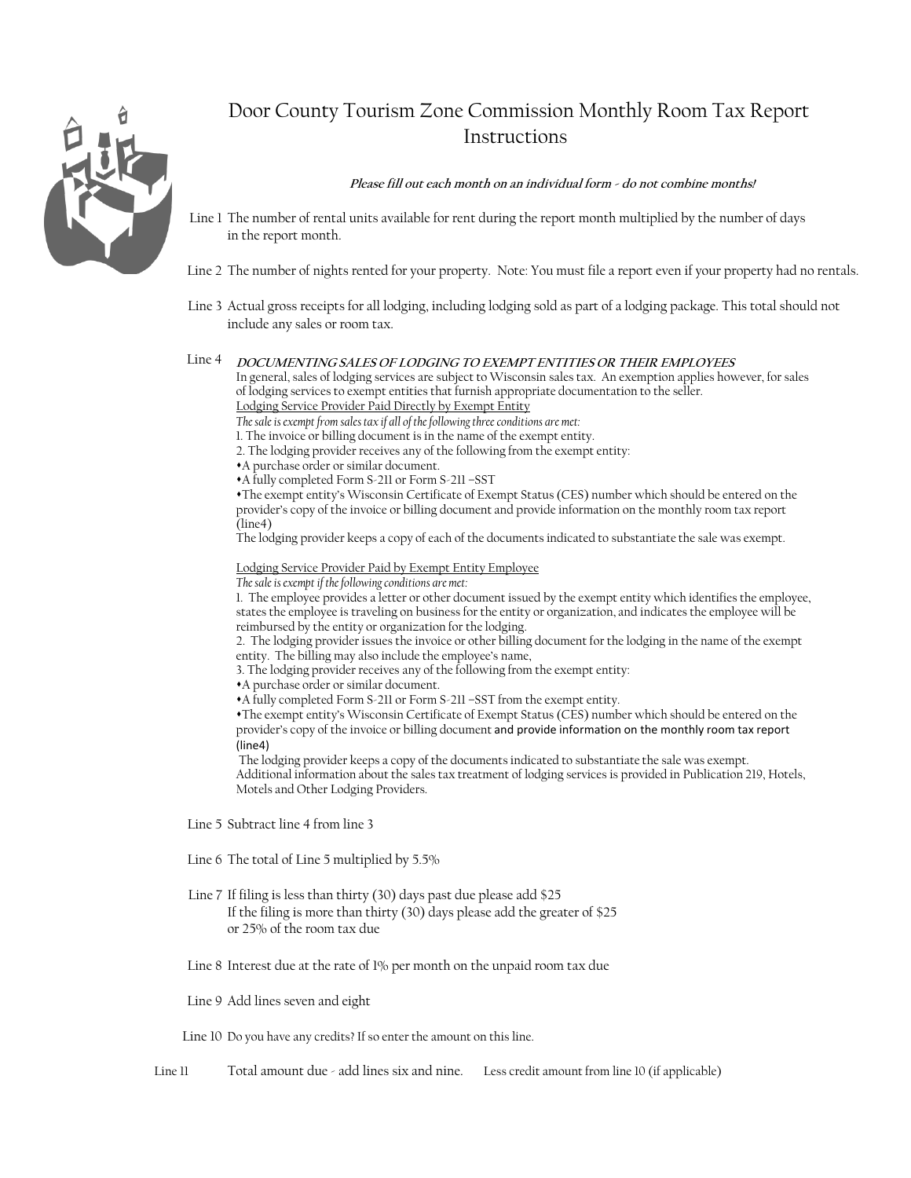# Door County Tourism Zone Commission Monthly Room Tax Report Instructions

***Please fill out each month on an individual form - do not combine months!***

Line 1 The number of rental units available for rent during the report month multiplied by the number of days in the report month.

Line 2 The number of nights rented for your property. Note: You must file a report even if your property had no rentals.

Line 3 Actual gross receipts for all lodging, including lodging sold as part of a lodging package. This total should not include any sales or room tax.

Line 4 ***DOCUMENTING SALES OF LODGING TO EXEMPT ENTITIES OR THEIR EMPLOYEES***

In general, sales of lodging services are subject to Wisconsin sales tax. An exemption applies however, for sales of lodging services to exempt entities that furnish appropriate documentation to the seller.

Lodging Service Provider Paid Directly by Exempt Entity

*The sale is exempt from sales tax if all of the following three conditions are met:*

1. The invoice or billing document is in the name of the exempt entity.
2. The lodging provider receives any of the following from the exempt entity:
   - A purchase order or similar document.
   - A fully completed Form S-211 or Form S-211 –SST
   - The exempt entity's Wisconsin Certificate of Exempt Status (CES) number which should be entered on the provider's copy of the invoice or billing document and provide information on the monthly room tax report (line4)

The lodging provider keeps a copy of each of the documents indicated to substantiate the sale was exempt.

Lodging Service Provider Paid by Exempt Entity Employee

*The sale is exempt if the following conditions are met:*

1. The employee provides a letter or other document issued by the exempt entity which identifies the employee, states the employee is traveling on business for the entity or organization, and indicates the employee will be reimbursed by the entity or organization for the lodging.
2. The lodging provider issues the invoice or other billing document for the lodging in the name of the exempt entity. The billing may also include the employee's name,
3. The lodging provider receives any of the following from the exempt entity:
   - A purchase order or similar document.
   - A fully completed Form S-211 or Form S-211 –SST from the exempt entity.
   - The exempt entity's Wisconsin Certificate of Exempt Status (CES) number which should be entered on the provider's copy of the invoice or billing document and provide information on the monthly room tax report (line4)

The lodging provider keeps a copy of the documents indicated to substantiate the sale was exempt. Additional information about the sales tax treatment of lodging services is provided in Publication 219, Hotels, Motels and Other Lodging Providers.

Line 5 Subtract line 4 from line 3

Line 6 The total of Line 5 multiplied by 5.5%

Line 7 If filing is less than thirty (30) days past due please add $25
If the filing is more than thirty (30) days please add the greater of $25 or 25% of the room tax due

Line 8 Interest due at the rate of 1% per month on the unpaid room tax due

Line 9 Add lines seven and eight

Line 10 Do you have any credits? If so enter the amount on this line.

Line 11 Total amount due - add lines six and nine. Less credit amount from line 10 (if applicable)